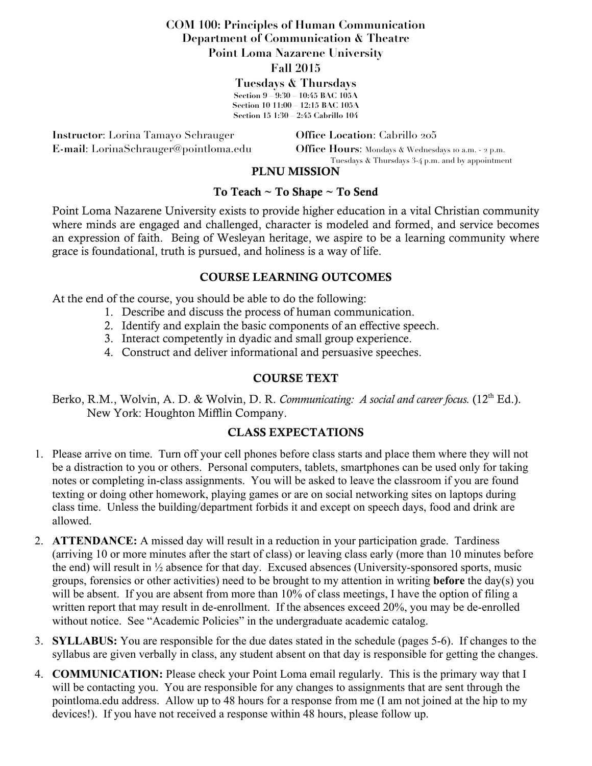# COM 100: Principles of Human Communication

**Department of Communication & Theatre**

**Point Loma Nazarene University**

**Fall 2015**

**Tuesdays & Thursdays**

**Section 9 – 9:30 – 10:45 BAC 105A**
**Section 10 11:00 – 12:15 BAC 105A**
**Section 15 1:30 – 2:45 Cabrillo 104**

**Instructor**: Lorina Tamayo Schrauger
**E-mail**: LorinaSchrauger@pointloma.edu

**Office Location**: Cabrillo 205
**Office Hours**: Mondays & Wednesdays 10 a.m. - 2 p.m.
Tuesdays & Thursdays 3-4 p.m. and by appointment

## PLNU MISSION

**To Teach ~ To Shape ~ To Send**

Point Loma Nazarene University exists to provide higher education in a vital Christian community where minds are engaged and challenged, character is modeled and formed, and service becomes an expression of faith. Being of Wesleyan heritage, we aspire to be a learning community where grace is foundational, truth is pursued, and holiness is a way of life.

## COURSE LEARNING OUTCOMES

At the end of the course, you should be able to do the following:

1. Describe and discuss the process of human communication.
2. Identify and explain the basic components of an effective speech.
3. Interact competently in dyadic and small group experience.
4. Construct and deliver informational and persuasive speeches.

## COURSE TEXT

Berko, R.M., Wolvin, A. D. & Wolvin, D. R. *Communicating: A social and career focus.* (12th Ed.). New York: Houghton Mifflin Company.

## CLASS EXPECTATIONS

1. Please arrive on time. Turn off your cell phones before class starts and place them where they will not be a distraction to you or others. Personal computers, tablets, smartphones can be used only for taking notes or completing in-class assignments. You will be asked to leave the classroom if you are found texting or doing other homework, playing games or are on social networking sites on laptops during class time. Unless the building/department forbids it and except on speech days, food and drink are allowed.
2. **ATTENDANCE:** A missed day will result in a reduction in your participation grade. Tardiness (arriving 10 or more minutes after the start of class) or leaving class early (more than 10 minutes before the end) will result in ½ absence for that day. Excused absences (University-sponsored sports, music groups, forensics or other activities) need to be brought to my attention in writing **before** the day(s) you will be absent. If you are absent from more than 10% of class meetings, I have the option of filing a written report that may result in de-enrollment. If the absences exceed 20%, you may be de-enrolled without notice. See "Academic Policies" in the undergraduate academic catalog.
3. **SYLLABUS:** You are responsible for the due dates stated in the schedule (pages 5-6). If changes to the syllabus are given verbally in class, any student absent on that day is responsible for getting the changes.
4. **COMMUNICATION:** Please check your Point Loma email regularly. This is the primary way that I will be contacting you. You are responsible for any changes to assignments that are sent through the pointloma.edu address. Allow up to 48 hours for a response from me (I am not joined at the hip to my devices!). If you have not received a response within 48 hours, please follow up.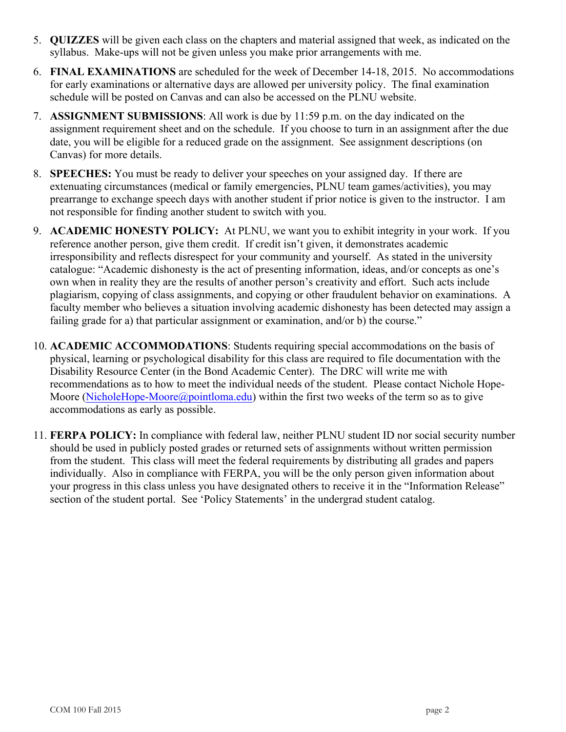5. **QUIZZES** will be given each class on the chapters and material assigned that week, as indicated on the syllabus. Make-ups will not be given unless you make prior arrangements with me.

6. **FINAL EXAMINATIONS** are scheduled for the week of December 14-18, 2015. No accommodations for early examinations or alternative days are allowed per university policy. The final examination schedule will be posted on Canvas and can also be accessed on the PLNU website.

7. **ASSIGNMENT SUBMISSIONS**: All work is due by 11:59 p.m. on the day indicated on the assignment requirement sheet and on the schedule. If you choose to turn in an assignment after the due date, you will be eligible for a reduced grade on the assignment. See assignment descriptions (on Canvas) for more details.

8. **SPEECHES:** You must be ready to deliver your speeches on your assigned day. If there are extenuating circumstances (medical or family emergencies, PLNU team games/activities), you may prearrange to exchange speech days with another student if prior notice is given to the instructor. I am not responsible for finding another student to switch with you.

9. **ACADEMIC HONESTY POLICY:** At PLNU, we want you to exhibit integrity in your work. If you reference another person, give them credit. If credit isn't given, it demonstrates academic irresponsibility and reflects disrespect for your community and yourself. As stated in the university catalogue: "Academic dishonesty is the act of presenting information, ideas, and/or concepts as one's own when in reality they are the results of another person's creativity and effort. Such acts include plagiarism, copying of class assignments, and copying or other fraudulent behavior on examinations. A faculty member who believes a situation involving academic dishonesty has been detected may assign a failing grade for a) that particular assignment or examination, and/or b) the course."

10. **ACADEMIC ACCOMMODATIONS**: Students requiring special accommodations on the basis of physical, learning or psychological disability for this class are required to file documentation with the Disability Resource Center (in the Bond Academic Center). The DRC will write me with recommendations as to how to meet the individual needs of the student. Please contact Nichole Hope-Moore (NicholeHope-Moore@pointloma.edu) within the first two weeks of the term so as to give accommodations as early as possible.

11. **FERPA POLICY:** In compliance with federal law, neither PLNU student ID nor social security number should be used in publicly posted grades or returned sets of assignments without written permission from the student. This class will meet the federal requirements by distributing all grades and papers individually. Also in compliance with FERPA, you will be the only person given information about your progress in this class unless you have designated others to receive it in the "Information Release" section of the student portal. See 'Policy Statements' in the undergrad student catalog.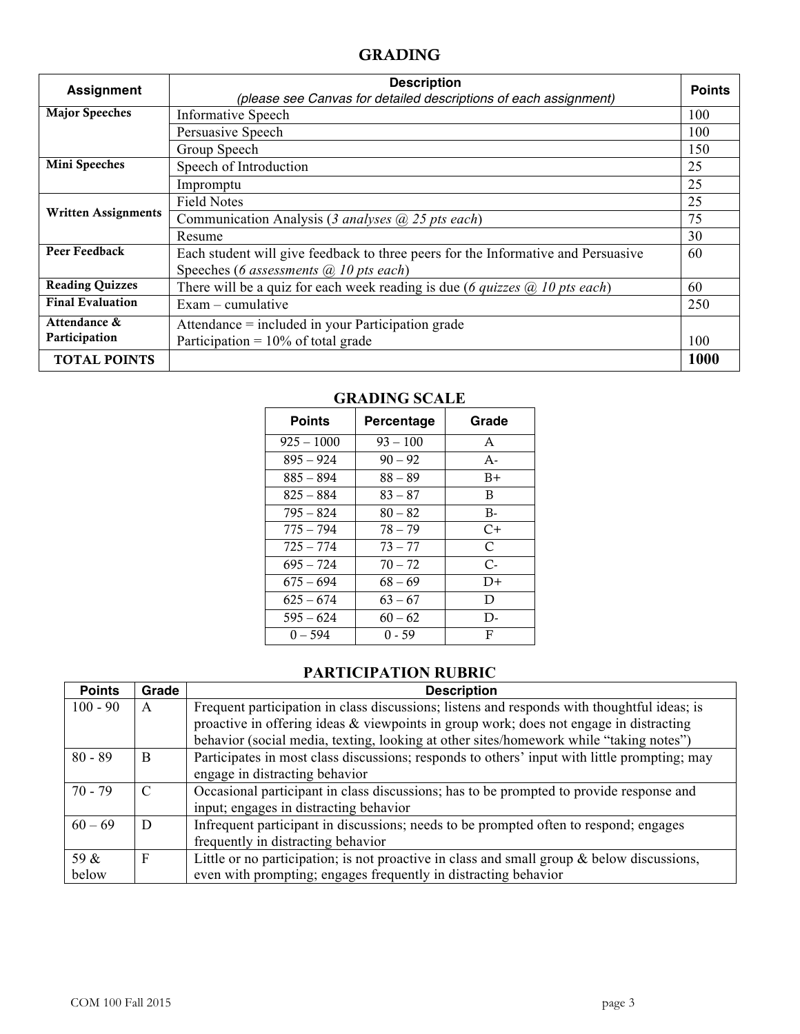## GRADING

| Assignment | Description<br>*(please see Canvas for detailed descriptions of each assignment)* | Points |
|---|---|---|
| **Major Speeches** | Informative Speech | 100 |
| | Persuasive Speech | 100 |
| | Group Speech | 150 |
| **Mini Speeches** | Speech of Introduction | 25 |
| | Impromptu | 25 |
| **Written Assignments** | Field Notes | 25 |
| | Communication Analysis (*3 analyses @ 25 pts each*) | 75 |
| | Resume | 30 |
| **Peer Feedback** | Each student will give feedback to three peers for the Informative and Persuasive Speeches (*6 assessments @ 10 pts each*) | 60 |
| **Reading Quizzes** | There will be a quiz for each week reading is due (*6 quizzes @ 10 pts each*) | 60 |
| **Final Evaluation** | Exam – cumulative | 250 |
| **Attendance & Participation** | Attendance = included in your Participation grade<br>Participation = 10% of total grade | 100 |
| **TOTAL POINTS** | | **1000** |

### GRADING SCALE

| Points | Percentage | Grade |
|---|---|---|
| 925 – 1000 | 93 – 100 | A |
| 895 – 924 | 90 – 92 | A- |
| 885 – 894 | 88 – 89 | B+ |
| 825 – 884 | 83 – 87 | B |
| 795 – 824 | 80 – 82 | B- |
| 775 – 794 | 78 – 79 | C+ |
| 725 – 774 | 73 – 77 | C |
| 695 – 724 | 70 – 72 | C- |
| 675 – 694 | 68 – 69 | D+ |
| 625 – 674 | 63 – 67 | D |
| 595 – 624 | 60 – 62 | D- |
| 0 – 594 | 0 - 59 | F |

### PARTICIPATION RUBRIC

| Points | Grade | Description |
|---|---|---|
| 100 - 90 | A | Frequent participation in class discussions; listens and responds with thoughtful ideas; is proactive in offering ideas & viewpoints in group work; does not engage in distracting behavior (social media, texting, looking at other sites/homework while "taking notes") |
| 80 - 89 | B | Participates in most class discussions; responds to others' input with little prompting; may engage in distracting behavior |
| 70 - 79 | C | Occasional participant in class discussions; has to be prompted to provide response and input; engages in distracting behavior |
| 60 – 69 | D | Infrequent participant in discussions; needs to be prompted often to respond; engages frequently in distracting behavior |
| 59 & below | F | Little or no participation; is not proactive in class and small group & below discussions, even with prompting; engages frequently in distracting behavior |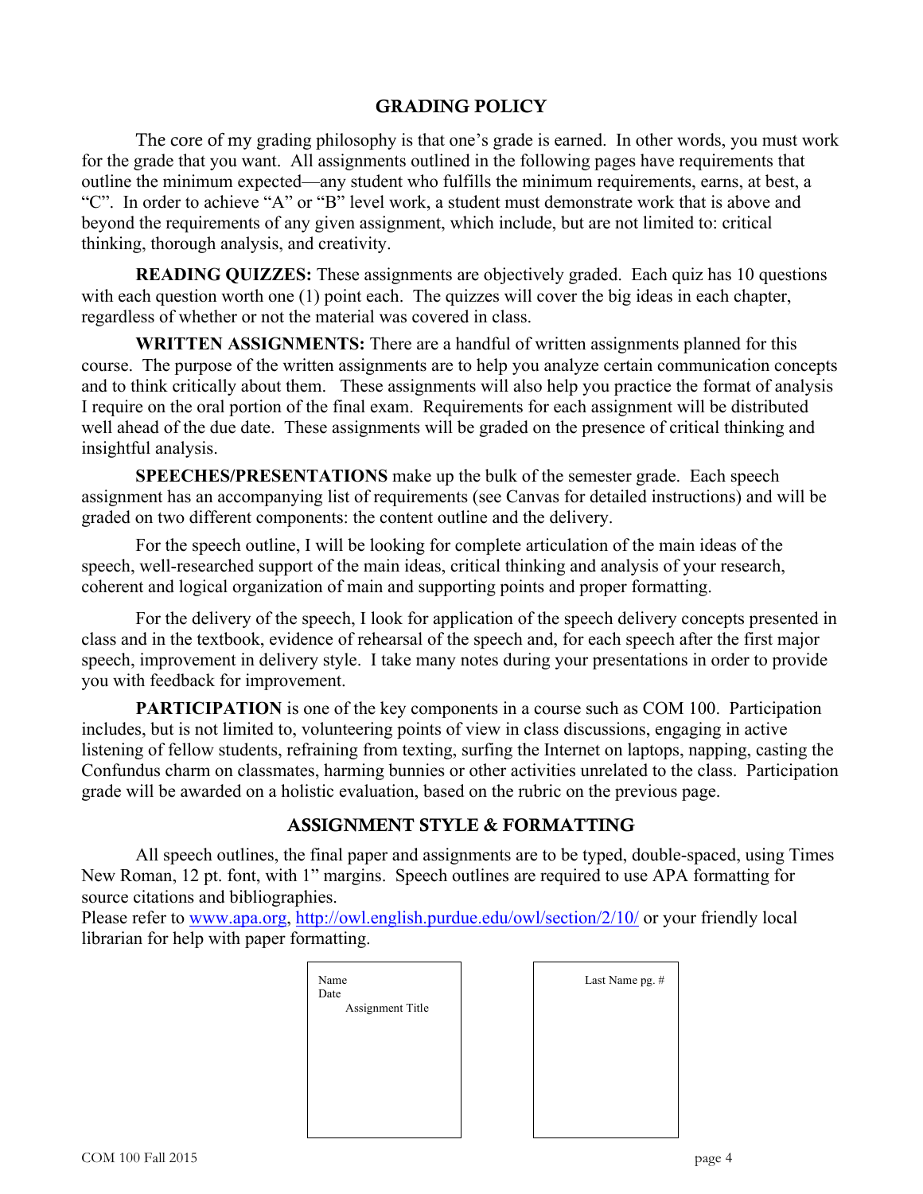## GRADING POLICY

The core of my grading philosophy is that one's grade is earned. In other words, you must work for the grade that you want. All assignments outlined in the following pages have requirements that outline the minimum expected—any student who fulfills the minimum requirements, earns, at best, a "C". In order to achieve "A" or "B" level work, a student must demonstrate work that is above and beyond the requirements of any given assignment, which include, but are not limited to: critical thinking, thorough analysis, and creativity.

**READING QUIZZES:** These assignments are objectively graded. Each quiz has 10 questions with each question worth one (1) point each. The quizzes will cover the big ideas in each chapter, regardless of whether or not the material was covered in class.

**WRITTEN ASSIGNMENTS:** There are a handful of written assignments planned for this course. The purpose of the written assignments are to help you analyze certain communication concepts and to think critically about them. These assignments will also help you practice the format of analysis I require on the oral portion of the final exam. Requirements for each assignment will be distributed well ahead of the due date. These assignments will be graded on the presence of critical thinking and insightful analysis.

**SPEECHES/PRESENTATIONS** make up the bulk of the semester grade. Each speech assignment has an accompanying list of requirements (see Canvas for detailed instructions) and will be graded on two different components: the content outline and the delivery.

For the speech outline, I will be looking for complete articulation of the main ideas of the speech, well-researched support of the main ideas, critical thinking and analysis of your research, coherent and logical organization of main and supporting points and proper formatting.

For the delivery of the speech, I look for application of the speech delivery concepts presented in class and in the textbook, evidence of rehearsal of the speech and, for each speech after the first major speech, improvement in delivery style. I take many notes during your presentations in order to provide you with feedback for improvement.

**PARTICIPATION** is one of the key components in a course such as COM 100. Participation includes, but is not limited to, volunteering points of view in class discussions, engaging in active listening of fellow students, refraining from texting, surfing the Internet on laptops, napping, casting the Confundus charm on classmates, harming bunnies or other activities unrelated to the class. Participation grade will be awarded on a holistic evaluation, based on the rubric on the previous page.

## ASSIGNMENT STYLE & FORMATTING

All speech outlines, the final paper and assignments are to be typed, double-spaced, using Times New Roman, 12 pt. font, with 1" margins. Speech outlines are required to use APA formatting for source citations and bibliographies.

Please refer to www.apa.org, http://owl.english.purdue.edu/owl/section/2/10/ or your friendly local librarian for help with paper formatting.

Name
Date
Assignment Title

Last Name pg. #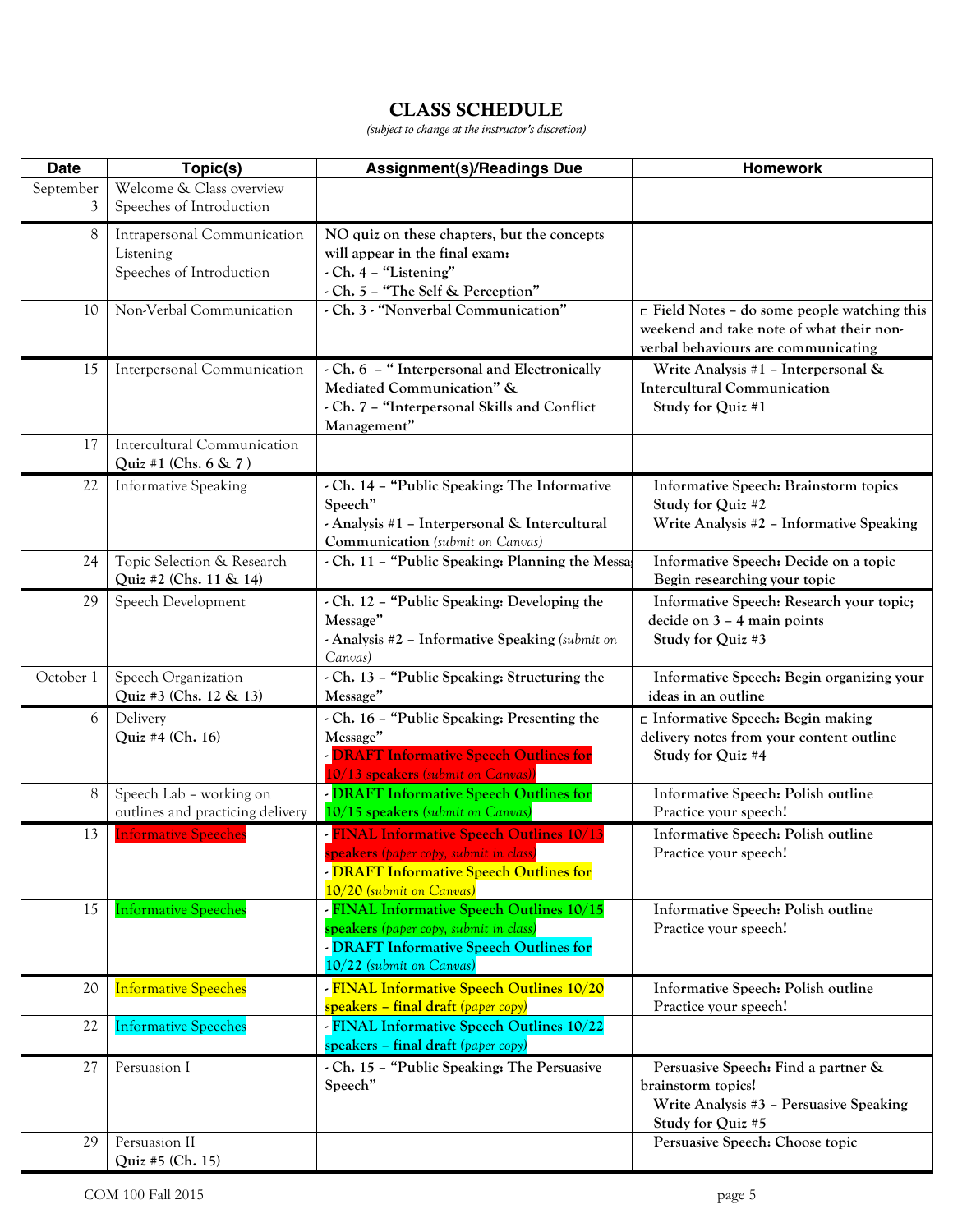# CLASS SCHEDULE

*(subject to change at the instructor's discretion)*

| Date | Topic(s) | Assignment(s)/Readings Due | Homework |
|---|---|---|---|
| September 3 | Welcome & Class overview<br>Speeches of Introduction | | |
| 8 | Intrapersonal Communication<br>Listening<br>Speeches of Introduction | **NO quiz on these chapters, but the concepts will appear in the final exam:**<br>**- Ch. 4 – "Listening"**<br>**- Ch. 5 – "The Self & Perception"** | |
| 10 | Non-Verbal Communication | **- Ch. 3 - "Nonverbal Communication"** | **□ Field Notes – do some people watching this weekend and take note of what their non-verbal behaviours are communicating** |
| 15 | Interpersonal Communication | **- Ch. 6 – " Interpersonal and Electronically Mediated Communication" &**<br>**- Ch. 7 – "Interpersonal Skills and Conflict Management"** | **Write Analysis #1 – Interpersonal & Intercultural Communication**<br>**Study for Quiz #1** |
| 17 | Intercultural Communication<br>Quiz #1 (Chs. 6 & 7 ) | | |
| 22 | Informative Speaking | **- Ch. 14 – "Public Speaking: The Informative Speech"**<br>**- Analysis #1 – Interpersonal & Intercultural Communication** *(submit on Canvas)* | **Informative Speech: Brainstorm topics**<br>**Study for Quiz #2**<br>**Write Analysis #2 – Informative Speaking** |
| 24 | Topic Selection & Research<br>Quiz #2 (Chs. 11 & 14) | **- Ch. 11 – "Public Speaking: Planning the Messa** | **Informative Speech: Decide on a topic**<br>**Begin researching your topic** |
| 29 | Speech Development | **- Ch. 12 – "Public Speaking: Developing the Message"**<br>**- Analysis #2 – Informative Speaking** *(submit on Canvas)* | **Informative Speech: Research your topic; decide on 3 – 4 main points**<br>**Study for Quiz #3** |
| October 1 | Speech Organization<br>Quiz #3 (Chs. 12 & 13) | **- Ch. 13 – "Public Speaking: Structuring the Message"** | **Informative Speech: Begin organizing your ideas in an outline** |
| 6 | Delivery<br>Quiz #4 (Ch. 16) | **- Ch. 16 – "Public Speaking: Presenting the Message"**<br>**- DRAFT Informative Speech Outlines for 10/13 speakers** *(submit on Canvas))* | **□ Informative Speech: Begin making delivery notes from your content outline**<br>**Study for Quiz #4** |
| 8 | Speech Lab – working on outlines and practicing delivery | **- DRAFT Informative Speech Outlines for 10/15 speakers** *(submit on Canvas)* | **Informative Speech: Polish outline**<br>**Practice your speech!** |
| 13 | Informative Speeches | **- FINAL Informative Speech Outlines 10/13 speakers** *(paper copy, submit in class)*<br>**- DRAFT Informative Speech Outlines for 10/20** *(submit on Canvas)* | **Informative Speech: Polish outline**<br>**Practice your speech!** |
| 15 | Informative Speeches | **- FINAL Informative Speech Outlines 10/15 speakers** *(paper copy, submit in class)*<br>**- DRAFT Informative Speech Outlines for 10/22** *(submit on Canvas)* | **Informative Speech: Polish outline**<br>**Practice your speech!** |
| 20 | Informative Speeches | **- FINAL Informative Speech Outlines 10/20 speakers – final draft** *(paper copy)* | **Informative Speech: Polish outline**<br>**Practice your speech!** |
| 22 | Informative Speeches | **- FINAL Informative Speech Outlines 10/22 speakers – final draft** *(paper copy)* | |
| 27 | Persuasion I | **- Ch. 15 – "Public Speaking: The Persuasive Speech"** | **Persuasive Speech: Find a partner & brainstorm topics!**<br>**Write Analysis #3 – Persuasive Speaking**<br>**Study for Quiz #5** |
| 29 | Persuasion II<br>Quiz #5 (Ch. 15) | | **Persuasive Speech: Choose topic** |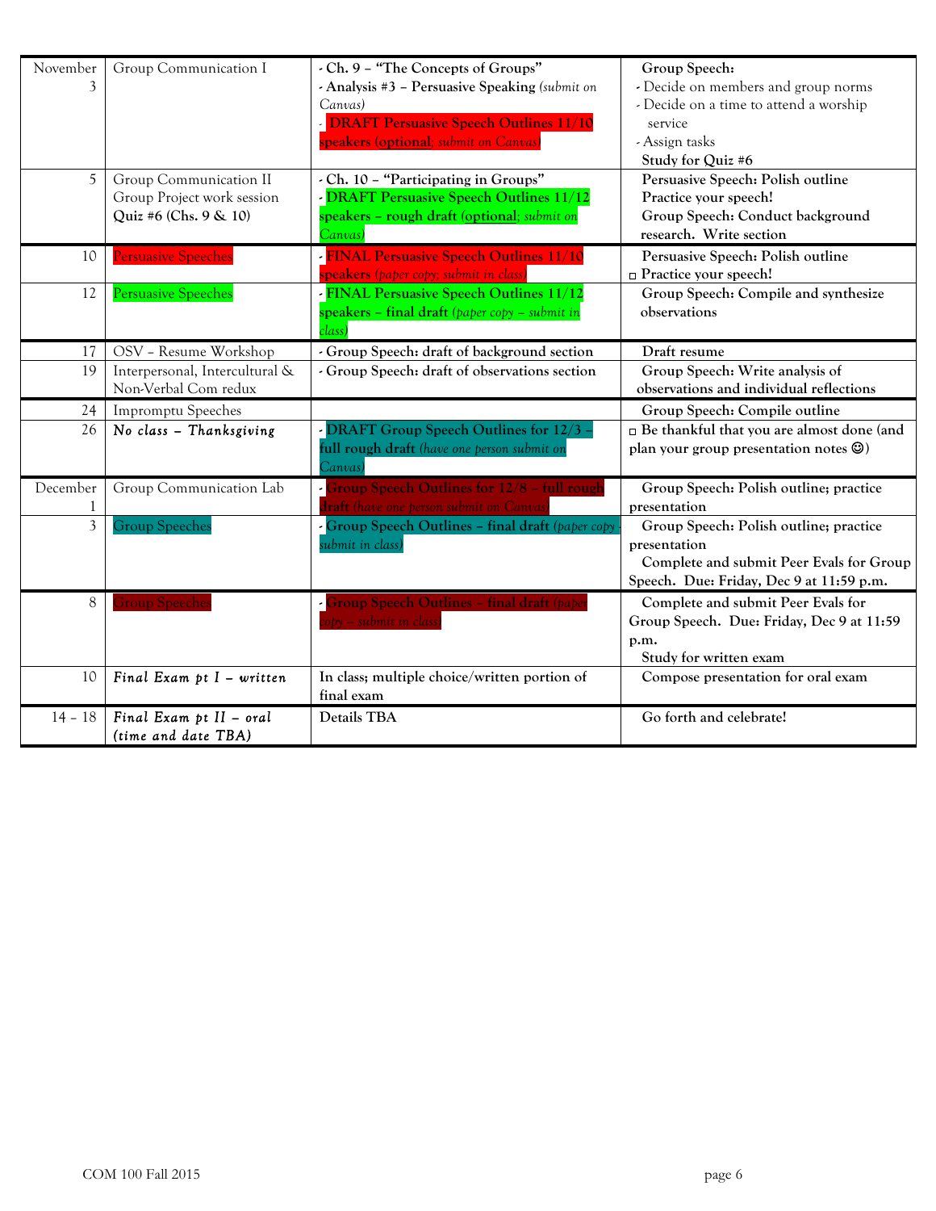| | | | |
|---|---|---|---|
| November 3 | Group Communication I | - **Ch. 9 – "The Concepts of Groups"**<br>- **Analysis #3 – Persuasive Speaking** *(submit on Canvas)*<br>- **DRAFT Persuasive Speech Outlines 11/10 speakers (optional**; *submit on Canvas)* | **Group Speech:**<br>- Decide on members and group norms<br>- Decide on a time to attend a worship service<br>- Assign tasks<br>**Study for Quiz #6** |
| 5 | Group Communication II<br>Group Project work session<br>Quiz #6 (Chs. 9 & 10) | - **Ch. 10 – "Participating in Groups"**<br>- **DRAFT Persuasive Speech Outlines 11/12 speakers – rough draft (optional**; *submit on Canvas)* | **Persuasive Speech: Polish outline**<br>**Practice your speech!**<br>**Group Speech: Conduct background research. Write section** |
| 10 | Persuasive Speeches | - **FINAL Persuasive Speech Outlines 11/10 speakers** *(paper copy; submit in class)* | **Persuasive Speech: Polish outline**<br>□ **Practice your speech!** |
| 12 | Persuasive Speeches | - **FINAL Persuasive Speech Outlines 11/12 speakers – final draft** *(paper copy – submit in class)* | **Group Speech: Compile and synthesize observations** |
| 17 | OSV – Resume Workshop | - **Group Speech: draft of background section** | **Draft resume** |
| 19 | Interpersonal, Intercultural & Non-Verbal Com redux | - **Group Speech: draft of observations section** | **Group Speech: Write analysis of observations and individual reflections** |
| 24 | Impromptu Speeches | | **Group Speech: Compile outline** |
| 26 | *No class – Thanksgiving* | - **DRAFT Group Speech Outlines for 12/3 – full rough draft** *(have one person submit on Canvas)* | □ **Be thankful that you are almost done (and plan your group presentation notes ☺)** |
| December 1 | Group Communication Lab | - **Group Speech Outlines for 12/8 – full rough draft** *(have one person submit on Canvas)* | **Group Speech: Polish outline; practice presentation** |
| 3 | Group Speeches | - **Group Speech Outlines – final draft** *(paper copy – submit in class)* | **Group Speech: Polish outline; practice presentation**<br>**Complete and submit Peer Evals for Group Speech. Due: Friday, Dec 9 at 11:59 p.m.** |
| 8 | Group Speeches | - **Group Speech Outlines – final draft** *(paper copy – submit in class)* | **Complete and submit Peer Evals for Group Speech. Due: Friday, Dec 9 at 11:59 p.m.**<br>**Study for written exam** |
| 10 | *Final Exam pt I – written* | **In class; multiple choice/written portion of final exam** | **Compose presentation for oral exam** |
| 14 – 18 | *Final Exam pt II – oral (time and date TBA)* | **Details TBA** | **Go forth and celebrate!** |

COM 100 Fall 2015